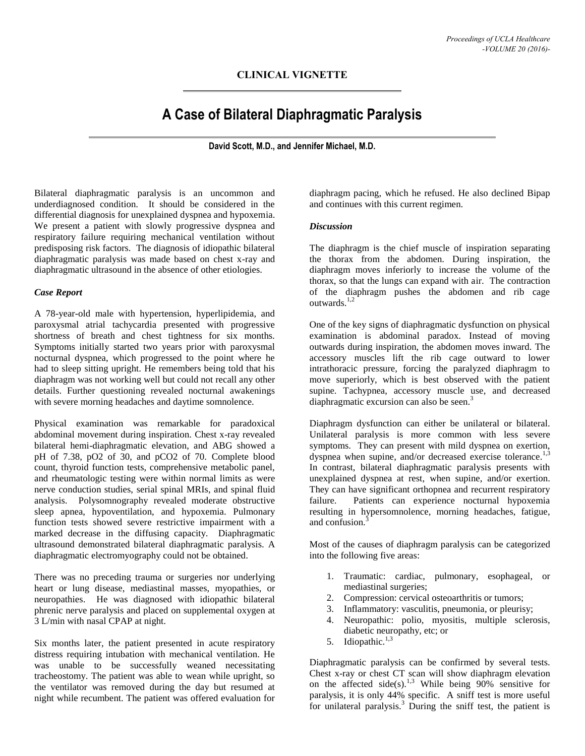## CLINICAL VIGNETTE

# A Case of Bilateral Diaphragmatic Paralysis

**David Scott, M.D., and Jennifer Michael, M.D.**

Bilateral diaphragmatic paralysis is an uncommon and underdiagnosed condition. It should be considered in the differential diagnosis for unexplained dyspnea and hypoxemia. We present a patient with slowly progressive dyspnea and respiratory failure requiring mechanical ventilation without predisposing risk factors. The diagnosis of idiopathic bilateral diaphragmatic paralysis was made based on chest x-ray and diaphragmatic ultrasound in the absence of other etiologies.

### *Case Report*

A 78-year-old male with hypertension, hyperlipidemia, and paroxysmal atrial tachycardia presented with progressive shortness of breath and chest tightness for six months. Symptoms initially started two years prior with paroxysmal nocturnal dyspnea, which progressed to the point where he had to sleep sitting upright. He remembers being told that his diaphragm was not working well but could not recall any other details. Further questioning revealed nocturnal awakenings with severe morning headaches and daytime somnolence.

Physical examination was remarkable for paradoxical abdominal movement during inspiration. Chest x-ray revealed bilateral hemi-diaphragmatic elevation, and ABG showed a pH of 7.38, pO2 of 30, and pCO2 of 70. Complete blood count, thyroid function tests, comprehensive metabolic panel, and rheumatologic testing were within normal limits as were nerve conduction studies, serial spinal MRIs, and spinal fluid analysis. Polysomnography revealed moderate obstructive sleep apnea, hypoventilation, and hypoxemia. Pulmonary function tests showed severe restrictive impairment with a marked decrease in the diffusing capacity. Diaphragmatic ultrasound demonstrated bilateral diaphragmatic paralysis. A diaphragmatic electromyography could not be obtained.

There was no preceding trauma or surgeries nor underlying heart or lung disease, mediastinal masses, myopathies, or neuropathies. He was diagnosed with idiopathic bilateral phrenic nerve paralysis and placed on supplemental oxygen at 3 L/min with nasal CPAP at night.

Six months later, the patient presented in acute respiratory distress requiring intubation with mechanical ventilation. He was unable to be successfully weaned necessitating tracheostomy. The patient was able to wean while upright, so the ventilator was removed during the day but resumed at night while recumbent. The patient was offered evaluation for diaphragm pacing, which he refused. He also declined Bipap and continues with this current regimen.

### *Discussion*

The diaphragm is the chief muscle of inspiration separating the thorax from the abdomen. During inspiration, the diaphragm moves inferiorly to increase the volume of the thorax, so that the lungs can expand with air. The contraction of the diaphragm pushes the abdomen and rib cage outwards.[1,2]

One of the key signs of diaphragmatic dysfunction on physical examination is abdominal paradox. Instead of moving outwards during inspiration, the abdomen moves inward. The accessory muscles lift the rib cage outward to lower intrathoracic pressure, forcing the paralyzed diaphragm to move superiorly, which is best observed with the patient supine. Tachypnea, accessory muscle use, and decreased diaphragmatic excursion can also be seen.[3]

Diaphragm dysfunction can either be unilateral or bilateral. Unilateral paralysis is more common with less severe symptoms. They can present with mild dyspnea on exertion, dyspnea when supine, and/or decreased exercise tolerance.[1,3] In contrast, bilateral diaphragmatic paralysis presents with unexplained dyspnea at rest, when supine, and/or exertion. They can have significant orthopnea and recurrent respiratory failure. Patients can experience nocturnal hypoxemia resulting in hypersomnolence, morning headaches, fatigue, and confusion.[3]

Most of the causes of diaphragm paralysis can be categorized into the following five areas:

1. Traumatic: cardiac, pulmonary, esophageal, or mediastinal surgeries;
2. Compression: cervical osteoarthritis or tumors;
3. Inflammatory: vasculitis, pneumonia, or pleurisy;
4. Neuropathic: polio, myositis, multiple sclerosis, diabetic neuropathy, etc; or
5. Idiopathic.[1,3]

Diaphragmatic paralysis can be confirmed by several tests. Chest x-ray or chest CT scan will show diaphragm elevation on the affected side(s).[1,3] While being 90% sensitive for paralysis, it is only 44% specific. A sniff test is more useful for unilateral paralysis.[3] During the sniff test, the patient is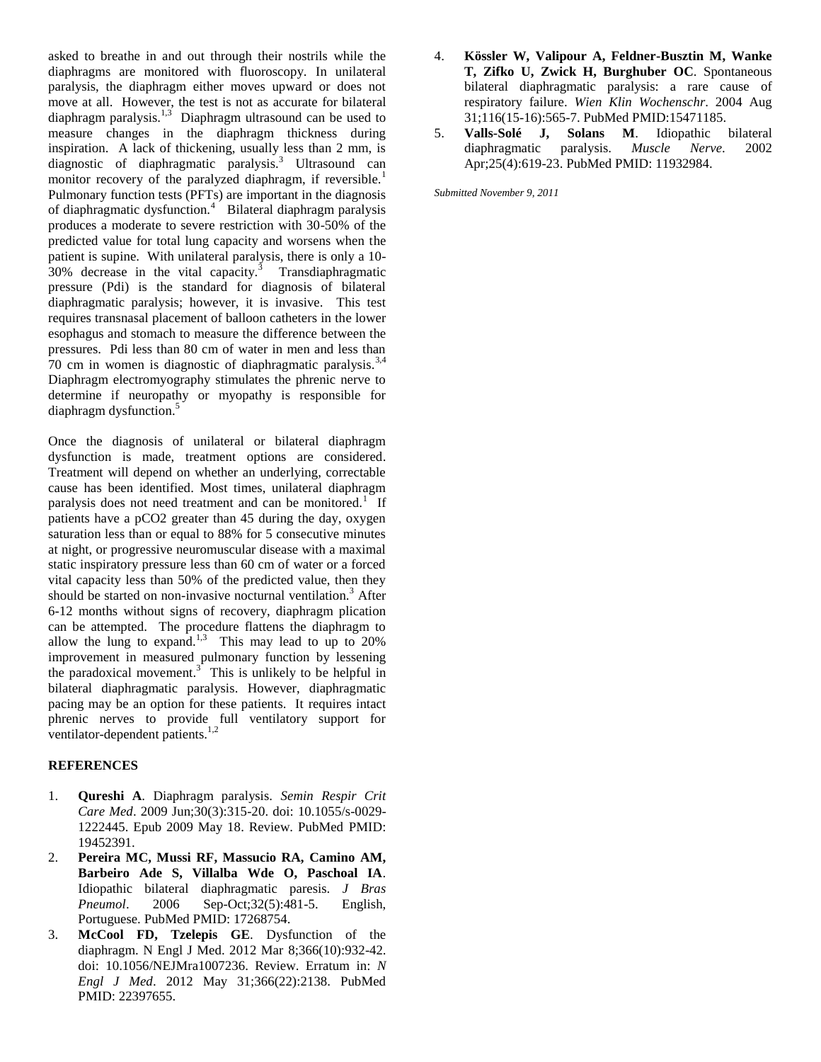asked to breathe in and out through their nostrils while the diaphragms are monitored with fluoroscopy. In unilateral paralysis, the diaphragm either moves upward or does not move at all. However, the test is not as accurate for bilateral diaphragm paralysis.[1,3] Diaphragm ultrasound can be used to measure changes in the diaphragm thickness during inspiration. A lack of thickening, usually less than 2 mm, is diagnostic of diaphragmatic paralysis.[3] Ultrasound can monitor recovery of the paralyzed diaphragm, if reversible.[1] Pulmonary function tests (PFTs) are important in the diagnosis of diaphragmatic dysfunction.[4] Bilateral diaphragm paralysis produces a moderate to severe restriction with 30-50% of the predicted value for total lung capacity and worsens when the patient is supine. With unilateral paralysis, there is only a 10-30% decrease in the vital capacity.[3] Transdiaphragmatic pressure (Pdi) is the standard for diagnosis of bilateral diaphragmatic paralysis; however, it is invasive. This test requires transnasal placement of balloon catheters in the lower esophagus and stomach to measure the difference between the pressures. Pdi less than 80 cm of water in men and less than 70 cm in women is diagnostic of diaphragmatic paralysis.[3,4] Diaphragm electromyography stimulates the phrenic nerve to determine if neuropathy or myopathy is responsible for diaphragm dysfunction.[5]

Once the diagnosis of unilateral or bilateral diaphragm dysfunction is made, treatment options are considered. Treatment will depend on whether an underlying, correctable cause has been identified. Most times, unilateral diaphragm paralysis does not need treatment and can be monitored.[1] If patients have a $pCO_2$ greater than 45 during the day, oxygen saturation less than or equal to 88% for 5 consecutive minutes at night, or progressive neuromuscular disease with a maximal static inspiratory pressure less than 60 cm of water or a forced vital capacity less than 50% of the predicted value, then they should be started on non-invasive nocturnal ventilation.[3] After 6-12 months without signs of recovery, diaphragm plication can be attempted. The procedure flattens the diaphragm to allow the lung to expand.[1,3] This may lead to up to 20% improvement in measured pulmonary function by lessening the paradoxical movement.[3] This is unlikely to be helpful in bilateral diaphragmatic paralysis. However, diaphragmatic pacing may be an option for these patients. It requires intact phrenic nerves to provide full ventilatory support for ventilator-dependent patients.[1,2]

## REFERENCES

1. **Qureshi A**. Diaphragm paralysis. *Semin Respir Crit Care Med*. 2009 Jun;30(3):315-20. doi: 10.1055/s-0029-1222445. Epub 2009 May 18. Review. PubMed PMID: 19452391.
2. **Pereira MC, Mussi RF, Massucio RA, Camino AM, Barbeiro Ade S, Villalba Wde O, Paschoal IA**. Idiopathic bilateral diaphragmatic paresis. *J Bras Pneumol*. 2006 Sep-Oct;32(5):481-5. English, Portuguese. PubMed PMID: 17268754.
3. **McCool FD, Tzelepis GE**. Dysfunction of the diaphragm. N Engl J Med. 2012 Mar 8;366(10):932-42. doi: 10.1056/NEJMra1007236. Review. Erratum in: *N Engl J Med*. 2012 May 31;366(22):2138. PubMed PMID: 22397655.
4. **Kössler W, Valipour A, Feldner-Busztin M, Wanke T, Zifko U, Zwick H, Burghuber OC**. Spontaneous bilateral diaphragmatic paralysis: a rare cause of respiratory failure. *Wien Klin Wochenschr*. 2004 Aug 31;116(15-16):565-7. PubMed PMID:15471185.
5. **Valls-Solé J, Solans M**. Idiopathic bilateral diaphragmatic paralysis. *Muscle Nerve*. 2002 Apr;25(4):619-23. PubMed PMID: 11932984.

*Submitted November 9, 2011*